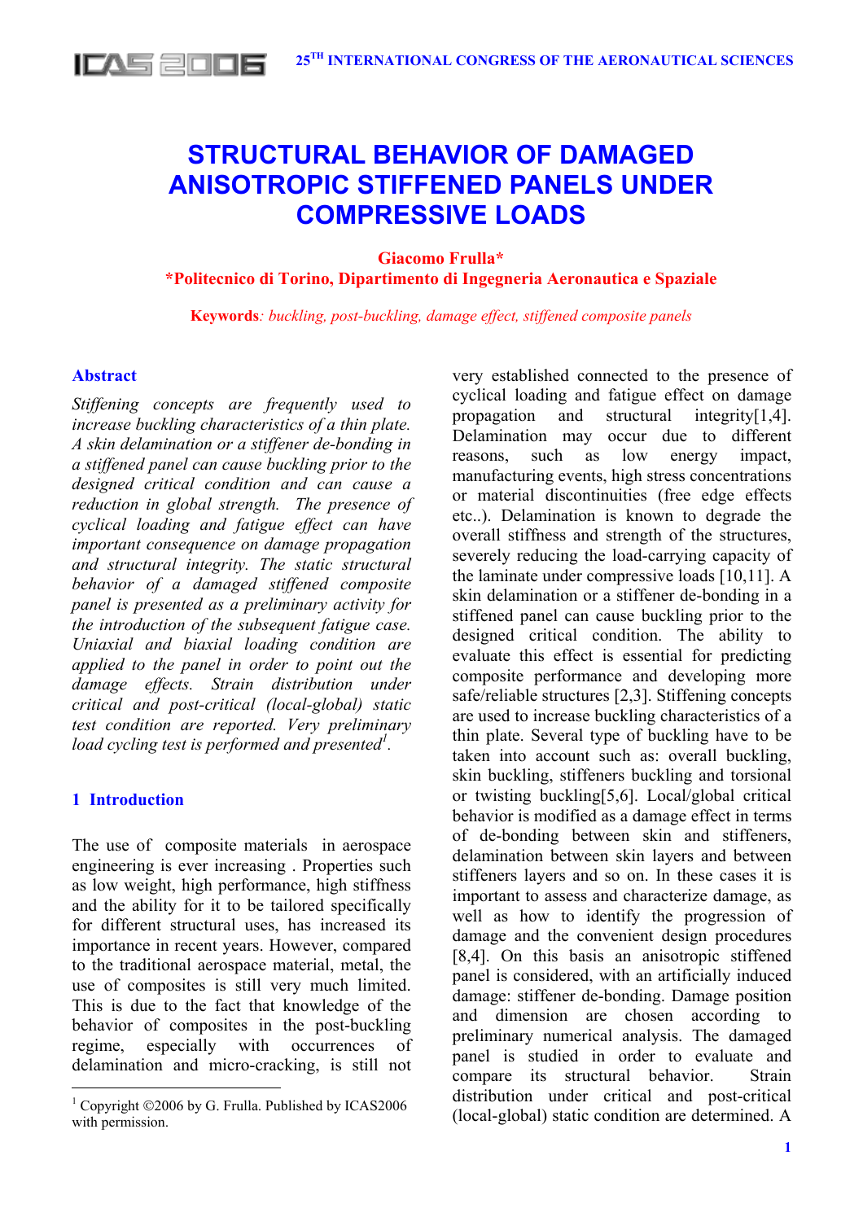# STRUCTURAL BEHAVIOR OF DAMAGED ANISOTROPIC STIFFENED PANELS UNDER COMPRESSIVE LOADS

**Giacomo Frulla***
**\*Politecnico di Torino, Dipartimento di Ingegneria Aeronautica e Spaziale**

**Keywords**: *buckling, post-buckling, damage effect, stiffened composite panels*

## Abstract

*Stiffening concepts are frequently used to increase buckling characteristics of a thin plate. A skin delamination or a stiffener de-bonding in a stiffened panel can cause buckling prior to the designed critical condition and can cause a reduction in global strength. The presence of cyclical loading and fatigue effect can have important consequence on damage propagation and structural integrity. The static structural behavior of a damaged stiffened composite panel is presented as a preliminary activity for the introduction of the subsequent fatigue case. Uniaxial and biaxial loading condition are applied to the panel in order to point out the damage effects. Strain distribution under critical and post-critical (local-global) static test condition are reported. Very preliminary load cycling test is performed and presented[1].*

## 1 Introduction

The use of composite materials in aerospace engineering is ever increasing . Properties such as low weight, high performance, high stiffness and the ability for it to be tailored specifically for different structural uses, has increased its importance in recent years. However, compared to the traditional aerospace material, metal, the use of composites is still very much limited. This is due to the fact that knowledge of the behavior of composites in the post-buckling regime, especially with occurrences of delamination and micro-cracking, is still not very established connected to the presence of cyclical loading and fatigue effect on damage propagation and structural integrity[1,4]. Delamination may occur due to different reasons, such as low energy impact, manufacturing events, high stress concentrations or material discontinuities (free edge effects etc..). Delamination is known to degrade the overall stiffness and strength of the structures, severely reducing the load-carrying capacity of the laminate under compressive loads [10,11]. A skin delamination or a stiffener de-bonding in a stiffened panel can cause buckling prior to the designed critical condition. The ability to evaluate this effect is essential for predicting composite performance and developing more safe/reliable structures [2,3]. Stiffening concepts are used to increase buckling characteristics of a thin plate. Several type of buckling have to be taken into account such as: overall buckling, skin buckling, stiffeners buckling and torsional or twisting buckling[5,6]. Local/global critical behavior is modified as a damage effect in terms of de-bonding between skin and stiffeners, delamination between skin layers and between stiffeners layers and so on. In these cases it is important to assess and characterize damage, as well as how to identify the progression of damage and the convenient design procedures [8,4]. On this basis an anisotropic stiffened panel is considered, with an artificially induced damage: stiffener de-bonding. Damage position and dimension are chosen according to preliminary numerical analysis. The damaged panel is studied in order to evaluate and compare its structural behavior. Strain distribution under critical and post-critical (local-global) static condition are determined. A

[1] Copyright ©2006 by G. Frulla. Published by ICAS2006 with permission.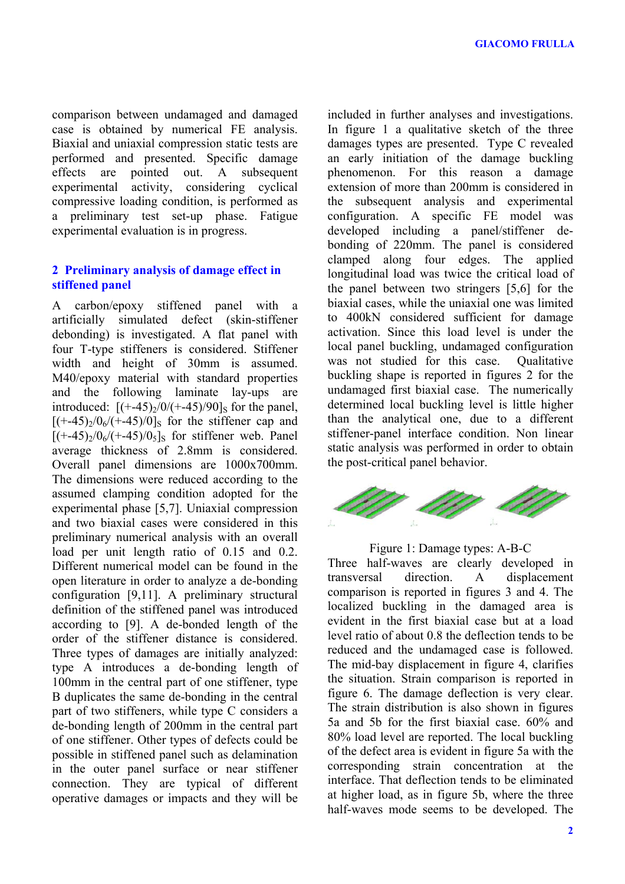comparison between undamaged and damaged case is obtained by numerical FE analysis. Biaxial and uniaxial compression static tests are performed and presented. Specific damage effects are pointed out. A subsequent experimental activity, considering cyclical compressive loading condition, is performed as a preliminary test set-up phase. Fatigue experimental evaluation is in progress.

## 2 Preliminary analysis of damage effect in stiffened panel

A carbon/epoxy stiffened panel with a artificially simulated defect (skin-stiffener debonding) is investigated. A flat panel with four T-type stiffeners is considered. Stiffener width and height of 30mm is assumed. M40/epoxy material with standard properties and the following laminate lay-ups are introduced: $[(+\text{-}45)_2/0/(+\text{-}45)/90]_S$ for the panel, $[(+\text{-}45)_2/0_6/(+\text{-}45)/0]_S$ for the stiffener cap and $[(+\text{-}45)_2/0_6/(+\text{-}45)/0_5]_S$ for stiffener web. Panel average thickness of 2.8mm is considered. Overall panel dimensions are 1000x700mm. The dimensions were reduced according to the assumed clamping condition adopted for the experimental phase [5,7]. Uniaxial compression and two biaxial cases were considered in this preliminary numerical analysis with an overall load per unit length ratio of 0.15 and 0.2. Different numerical model can be found in the open literature in order to analyze a de-bonding configuration [9,11]. A preliminary structural definition of the stiffened panel was introduced according to [9]. A de-bonded length of the order of the stiffener distance is considered. Three types of damages are initially analyzed: type A introduces a de-bonding length of 100mm in the central part of one stiffener, type B duplicates the same de-bonding in the central part of two stiffeners, while type C considers a de-bonding length of 200mm in the central part of one stiffener. Other types of defects could be possible in stiffened panel such as delamination in the outer panel surface or near stiffener connection. They are typical of different operative damages or impacts and they will be included in further analyses and investigations. In figure 1 a qualitative sketch of the three damages types are presented. Type C revealed an early initiation of the damage buckling phenomenon. For this reason a damage extension of more than 200mm is considered in the subsequent analysis and experimental configuration. A specific FE model was developed including a panel/stiffener de-bonding of 220mm. The panel is considered clamped along four edges. The applied longitudinal load was twice the critical load of the panel between two stringers [5,6] for the biaxial cases, while the uniaxial one was limited to 400kN considered sufficient for damage activation. Since this load level is under the local panel buckling, undamaged configuration was not studied for this case. Qualitative buckling shape is reported in figures 2 for the undamaged first biaxial case. The numerically determined local buckling level is little higher than the analytical one, due to a different stiffener-panel interface condition. Non linear static analysis was performed in order to obtain the post-critical panel behavior.

Figure 1: Damage types: A-B-C

Three half-waves are clearly developed in transversal direction. A displacement comparison is reported in figures 3 and 4. The localized buckling in the damaged area is evident in the first biaxial case but at a load level ratio of about 0.8 the deflection tends to be reduced and the undamaged case is followed. The mid-bay displacement in figure 4, clarifies the situation. Strain comparison is reported in figure 6. The damage deflection is very clear. The strain distribution is also shown in figures 5a and 5b for the first biaxial case. 60% and 80% load level are reported. The local buckling of the defect area is evident in figure 5a with the corresponding strain concentration at the interface. That deflection tends to be eliminated at higher load, as in figure 5b, where the three half-waves mode seems to be developed. The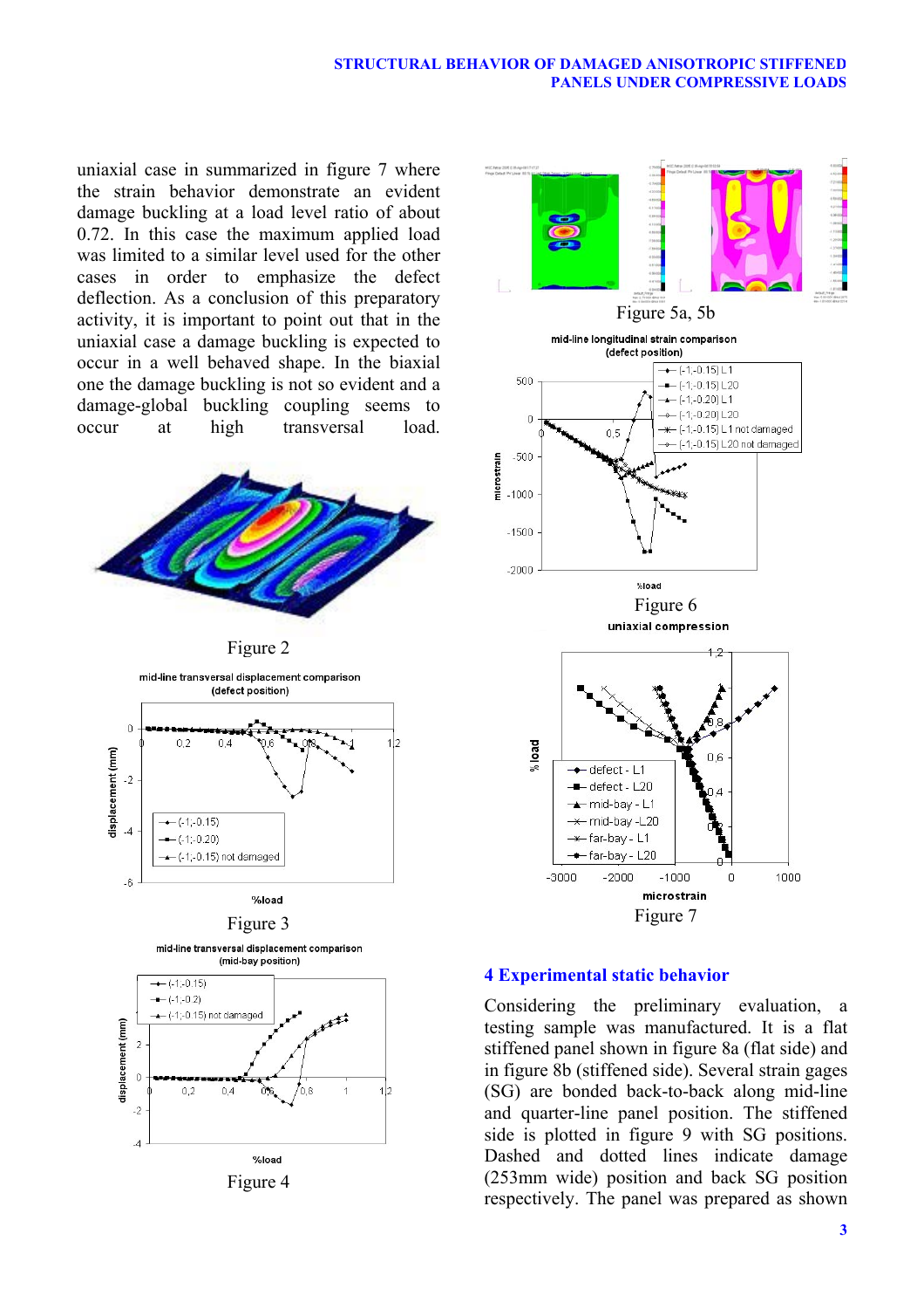uniaxial case in summarized in figure 7 where the strain behavior demonstrate an evident damage buckling at a load level ratio of about 0.72. In this case the maximum applied load was limited to a similar level used for the other cases in order to emphasize the defect deflection. As a conclusion of this preparatory activity, it is important to point out that in the uniaxial case a damage buckling is expected to occur in a well behaved shape. In the biaxial one the damage buckling is not so evident and a damage-global buckling coupling seems to occur at high transversal load.

Figure 2

Figure 3

Figure 4

Figure 5a, 5b

Figure 6

Figure 7

## 4 Experimental static behavior

Considering the preliminary evaluation, a testing sample was manufactured. It is a flat stiffened panel shown in figure 8a (flat side) and in figure 8b (stiffened side). Several strain gages (SG) are bonded back-to-back along mid-line and quarter-line panel position. The stiffened side is plotted in figure 9 with SG positions. Dashed and dotted lines indicate damage (253mm wide) position and back SG position respectively. The panel was prepared as shown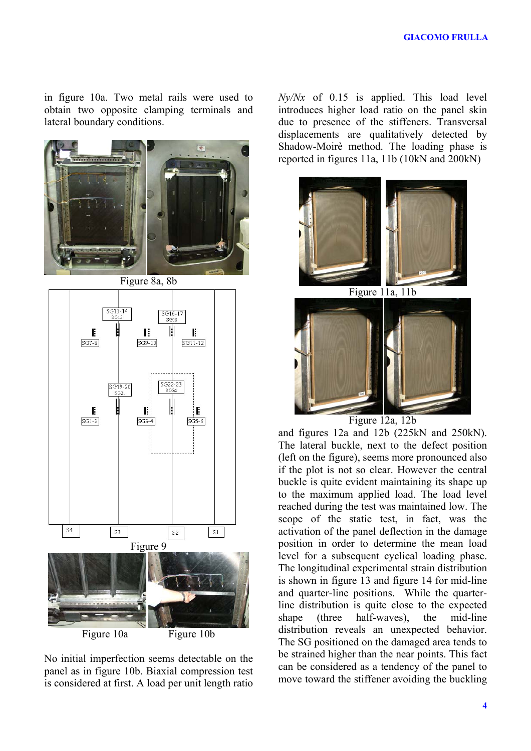in figure 10a. Two metal rails were used to obtain two opposite clamping terminals and lateral boundary conditions.

Figure 8a, 8b

Figure 9

Figure 10a Figure 10b

No initial imperfection seems detectable on the panel as in figure 10b. Biaxial compression test is considered at first. A load per unit length ratio *Ny/Nx* of 0.15 is applied. This load level introduces higher load ratio on the panel skin due to presence of the stiffeners. Transversal displacements are qualitatively detected by Shadow-Moirè method. The loading phase is reported in figures 11a, 11b (10kN and 200kN)

Figure 11a, 11b

Figure 12a, 12b

and figures 12a and 12b (225kN and 250kN). The lateral buckle, next to the defect position (left on the figure), seems more pronounced also if the plot is not so clear. However the central buckle is quite evident maintaining its shape up to the maximum applied load. The load level reached during the test was maintained low. The scope of the static test, in fact, was the activation of the panel deflection in the damage position in order to determine the mean load level for a subsequent cyclical loading phase. The longitudinal experimental strain distribution is shown in figure 13 and figure 14 for mid-line and quarter-line positions. While the quarter-line distribution is quite close to the expected shape (three half-waves), the mid-line distribution reveals an unexpected behavior. The SG positioned on the damaged area tends to be strained higher than the near points. This fact can be considered as a tendency of the panel to move toward the stiffener avoiding the buckling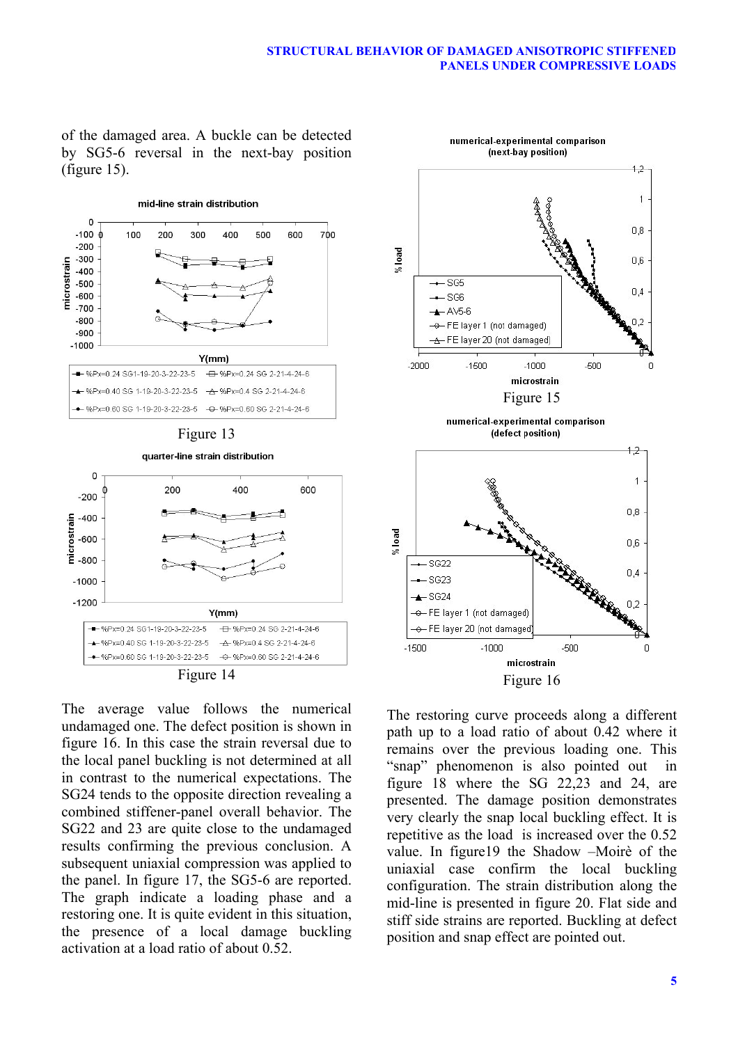of the damaged area. A buckle can be detected by SG5-6 reversal in the next-bay position (figure 15).

Figure 13

Figure 14

The average value follows the numerical undamaged one. The defect position is shown in figure 16. In this case the strain reversal due to the local panel buckling is not determined at all in contrast to the numerical expectations. The SG24 tends to the opposite direction revealing a combined stiffener-panel overall behavior. The SG22 and 23 are quite close to the undamaged results confirming the previous conclusion. A subsequent uniaxial compression was applied to the panel. In figure 17, the SG5-6 are reported. The graph indicate a loading phase and a restoring one. It is quite evident in this situation, the presence of a local damage buckling activation at a load ratio of about 0.52.

Figure 15

Figure 16

The restoring curve proceeds along a different path up to a load ratio of about 0.42 where it remains over the previous loading one. This "snap" phenomenon is also pointed out in figure 18 where the SG 22,23 and 24, are presented. The damage position demonstrates very clearly the snap local buckling effect. It is repetitive as the load is increased over the 0.52 value. In figure19 the Shadow –Moirè of the uniaxial case confirm the local buckling configuration. The strain distribution along the mid-line is presented in figure 20. Flat side and stiff side strains are reported. Buckling at defect position and snap effect are pointed out.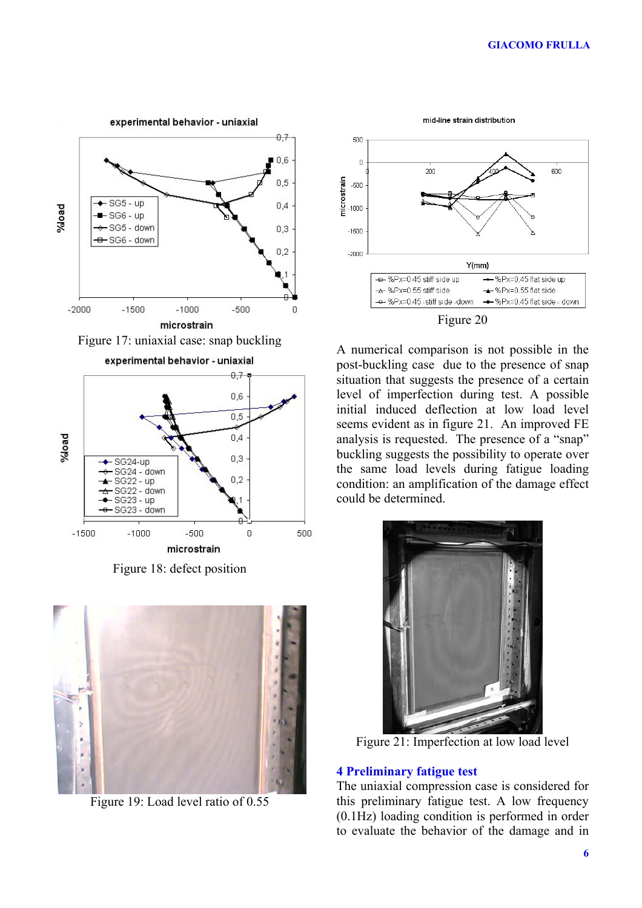Figure 17: uniaxial case: snap buckling

Figure 18: defect position

Figure 19: Load level ratio of 0.55

Figure 20

A numerical comparison is not possible in the post-buckling case due to the presence of snap situation that suggests the presence of a certain level of imperfection during test. A possible initial induced deflection at low load level seems evident as in figure 21. An improved FE analysis is requested. The presence of a "snap" buckling suggests the possibility to operate over the same load levels during fatigue loading condition: an amplification of the damage effect could be determined.

Figure 21: Imperfection at low load level

## 4 Preliminary fatigue test

The uniaxial compression case is considered for this preliminary fatigue test. A low frequency (0.1Hz) loading condition is performed in order to evaluate the behavior of the damage and in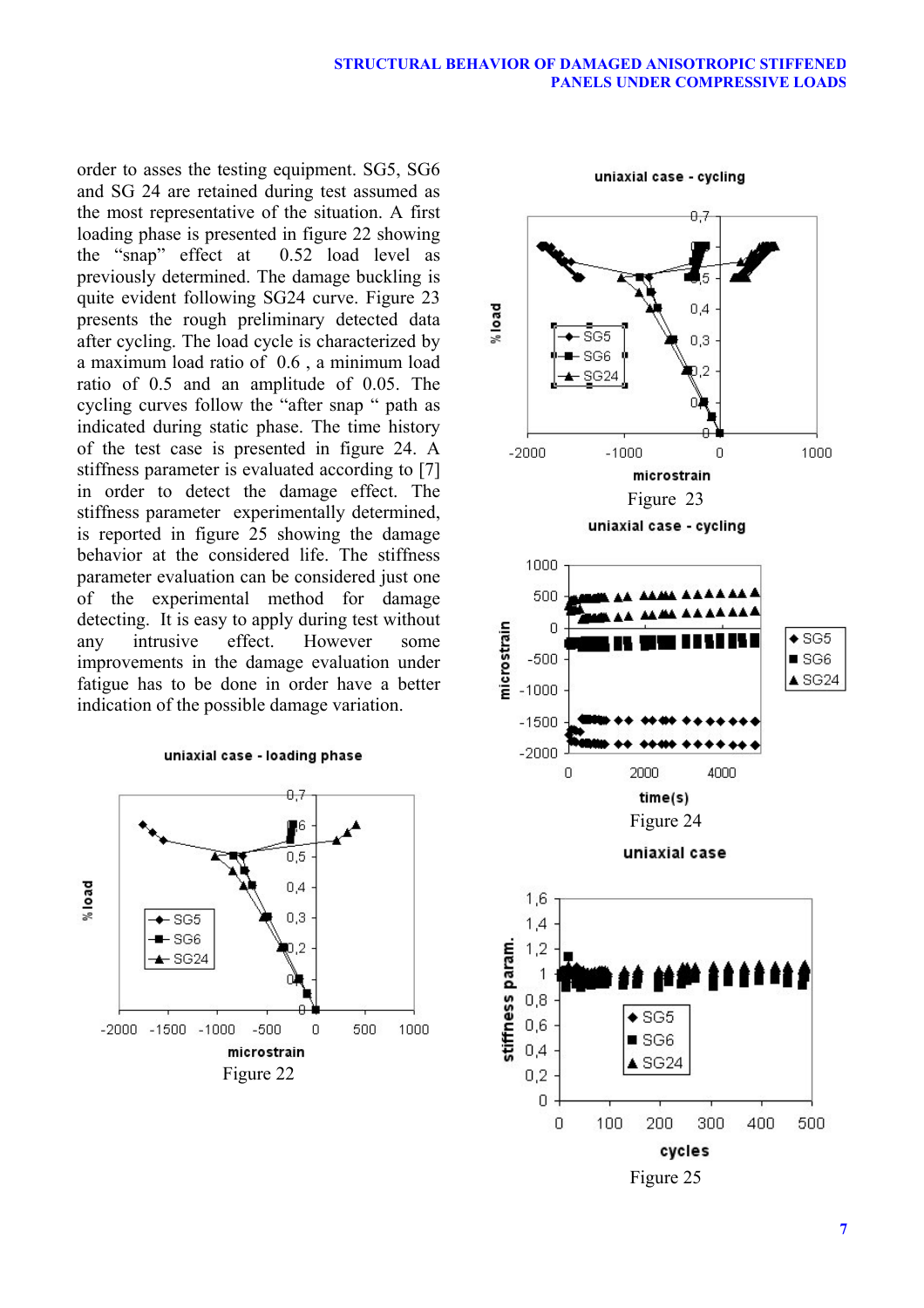order to asses the testing equipment. SG5, SG6 and SG 24 are retained during test assumed as the most representative of the situation. A first loading phase is presented in figure 22 showing the "snap" effect at 0.52 load level as previously determined. The damage buckling is quite evident following SG24 curve. Figure 23 presents the rough preliminary detected data after cycling. The load cycle is characterized by a maximum load ratio of 0.6 , a minimum load ratio of 0.5 and an amplitude of 0.05. The cycling curves follow the "after snap " path as indicated during static phase. The time history of the test case is presented in figure 24. A stiffness parameter is evaluated according to [7] in order to detect the damage effect. The stiffness parameter experimentally determined, is reported in figure 25 showing the damage behavior at the considered life. The stiffness parameter evaluation can be considered just one of the experimental method for damage detecting. It is easy to apply during test without any intrusive effect. However some improvements in the damage evaluation under fatigue has to be done in order have a better indication of the possible damage variation.

Figure 22

Figure 23

Figure 24

Figure 25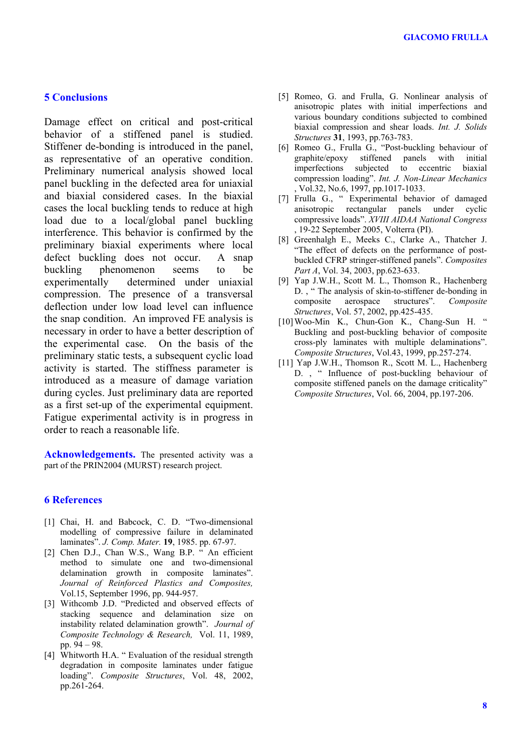## 5 Conclusions

Damage effect on critical and post-critical behavior of a stiffened panel is studied. Stiffener de-bonding is introduced in the panel, as representative of an operative condition. Preliminary numerical analysis showed local panel buckling in the defected area for uniaxial and biaxial considered cases. In the biaxial cases the local buckling tends to reduce at high load due to a local/global panel buckling interference. This behavior is confirmed by the preliminary biaxial experiments where local defect buckling does not occur. A snap buckling phenomenon seems to be experimentally determined under uniaxial compression. The presence of a transversal deflection under low load level can influence the snap condition. An improved FE analysis is necessary in order to have a better description of the experimental case. On the basis of the preliminary static tests, a subsequent cyclic load activity is started. The stiffness parameter is introduced as a measure of damage variation during cycles. Just preliminary data are reported as a first set-up of the experimental equipment. Fatigue experimental activity is in progress in order to reach a reasonable life.

**Acknowledgements.** The presented activity was a part of the PRIN2004 (MURST) research project.

## 6 References

[1] Chai, H. and Babcock, C. D. "Two-dimensional modelling of compressive failure in delaminated laminates". *J. Comp. Mater.* **19**, 1985. pp. 67-97.

[2] Chen D.J., Chan W.S., Wang B.P. " An efficient method to simulate one and two-dimensional delamination growth in composite laminates". *Journal of Reinforced Plastics and Composites,* Vol.15, September 1996, pp. 944-957.

[3] Witcomb J.D. "Predicted and observed effects of stacking sequence and delamination size on instability related delamination growth". *Journal of Composite Technology & Research,* Vol. 11, 1989, pp. 94 – 98.

[4] Whitworth H.A. " Evaluation of the residual strength degradation in composite laminates under fatigue loading". *Composite Structures*, Vol. 48, 2002, pp.261-264.

[5] Romeo, G. and Frulla, G. Nonlinear analysis of anisotropic plates with initial imperfections and various boundary conditions subjected to combined biaxial compression and shear loads. *Int. J. Solids Structures* **31**, 1993, pp.763-783.

[6] Romeo G., Frulla G., "Post-buckling behaviour of graphite/epoxy stiffened panels with initial imperfections subjected to eccentric biaxial compression loading". *Int. J. Non-Linear Mechanics* , Vol.32, No.6, 1997, pp.1017-1033.

[7] Frulla G., " Experimental behavior of damaged anisotropic rectangular panels under cyclic compressive loads". *XVIII AIDAA National Congress* , 19-22 September 2005, Volterra (PI).

[8] Greenhalgh E., Meeks C., Clarke A., Thatcher J. "The effect of defects on the performance of post-buckled CFRP stringer-stiffened panels". *Composites Part A*, Vol. 34, 2003, pp.623-633.

[9] Yap J.W.H., Scott M. L., Thomson R., Hachenberg D. , " The analysis of skin-to-stiffener de-bonding in composite aerospace structures". *Composite Structures*, Vol. 57, 2002, pp.425-435.

[10] Woo-Min K., Chun-Gon K., Chang-Sun H. " Buckling and post-buckling behavior of composite cross-ply laminates with multiple delaminations". *Composite Structures*, Vol.43, 1999, pp.257-274.

[11] Yap J.W.H., Thomson R., Scott M. L., Hachenberg D. , " Influence of post-buckling behaviour of composite stiffened panels on the damage criticality" *Composite Structures*, Vol. 66, 2004, pp.197-206.